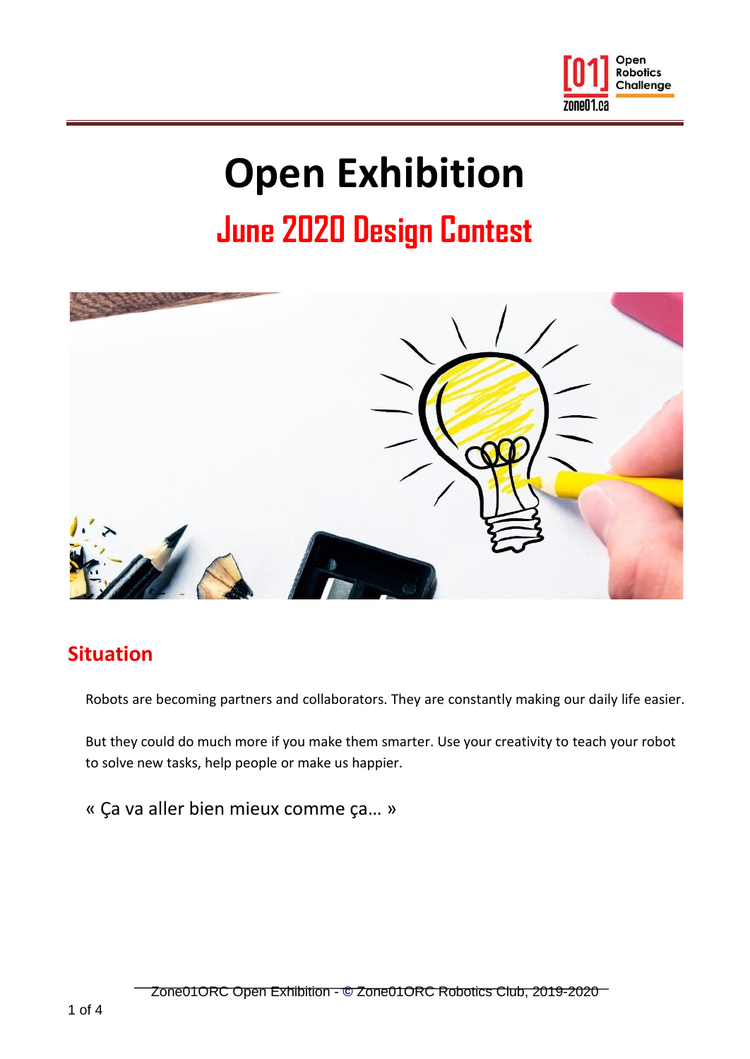# Open Exhibition

## June 2020 Design Contest

## Situation

Robots are becoming partners and collaborators. They are constantly making our daily life easier.

But they could do much more if you make them smarter. Use your creativity to teach your robot to solve new tasks, help people or make us happier.

« Ça va aller bien mieux comme ça… »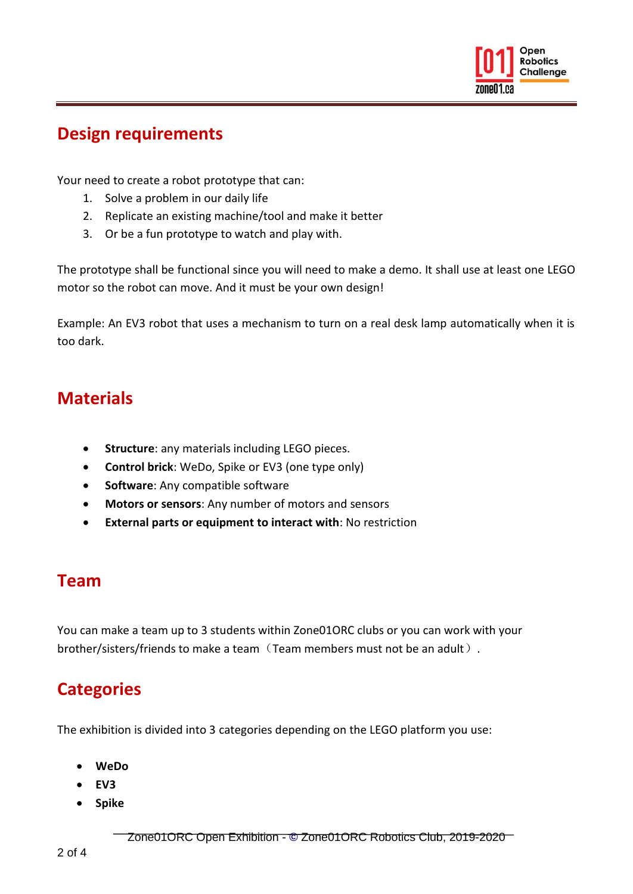## Design requirements

Your need to create a robot prototype that can:

1. Solve a problem in our daily life
2. Replicate an existing machine/tool and make it better
3. Or be a fun prototype to watch and play with.

The prototype shall be functional since you will need to make a demo. It shall use at least one LEGO motor so the robot can move. And it must be your own design!

Example: An EV3 robot that uses a mechanism to turn on a real desk lamp automatically when it is too dark.

## Materials

- **Structure**: any materials including LEGO pieces.
- **Control brick**: WeDo, Spike or EV3 (one type only)
- **Software**: Any compatible software
- **Motors or sensors**: Any number of motors and sensors
- **External parts or equipment to interact with**: No restriction

## Team

You can make a team up to 3 students within Zone01ORC clubs or you can work with your brother/sisters/friends to make a team（Team members must not be an adult）.

## Categories

The exhibition is divided into 3 categories depending on the LEGO platform you use:

- **WeDo**
- **EV3**
- **Spike**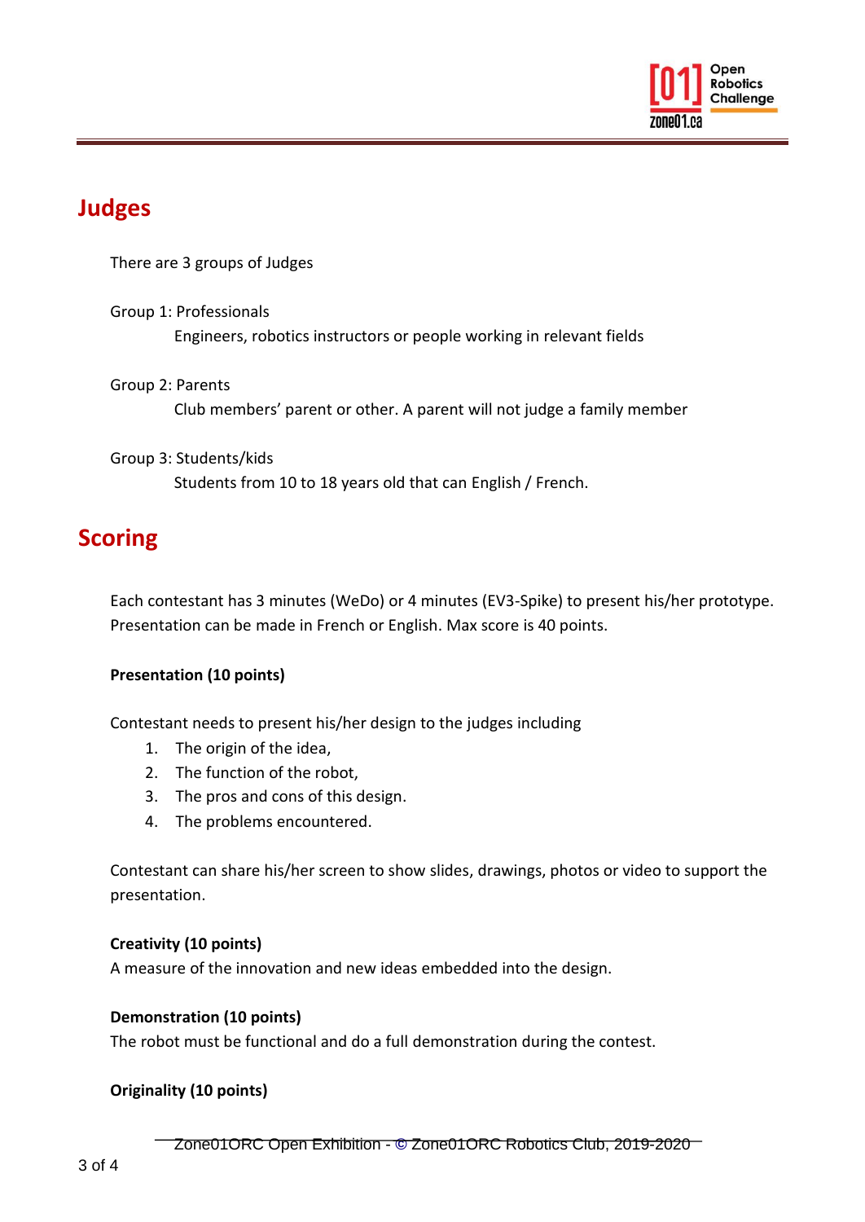## Judges

There are 3 groups of Judges

Group 1: Professionals

Engineers, robotics instructors or people working in relevant fields

Group 2: Parents

Club members' parent or other. A parent will not judge a family member

Group 3: Students/kids

Students from 10 to 18 years old that can English / French.

## Scoring

Each contestant has 3 minutes (WeDo) or 4 minutes (EV3-Spike) to present his/her prototype. Presentation can be made in French or English. Max score is 40 points.

**Presentation (10 points)**

Contestant needs to present his/her design to the judges including

1. The origin of the idea,
2. The function of the robot,
3. The pros and cons of this design.
4. The problems encountered.

Contestant can share his/her screen to show slides, drawings, photos or video to support the presentation.

**Creativity (10 points)**

A measure of the innovation and new ideas embedded into the design.

**Demonstration (10 points)**

The robot must be functional and do a full demonstration during the contest.

**Originality (10 points)**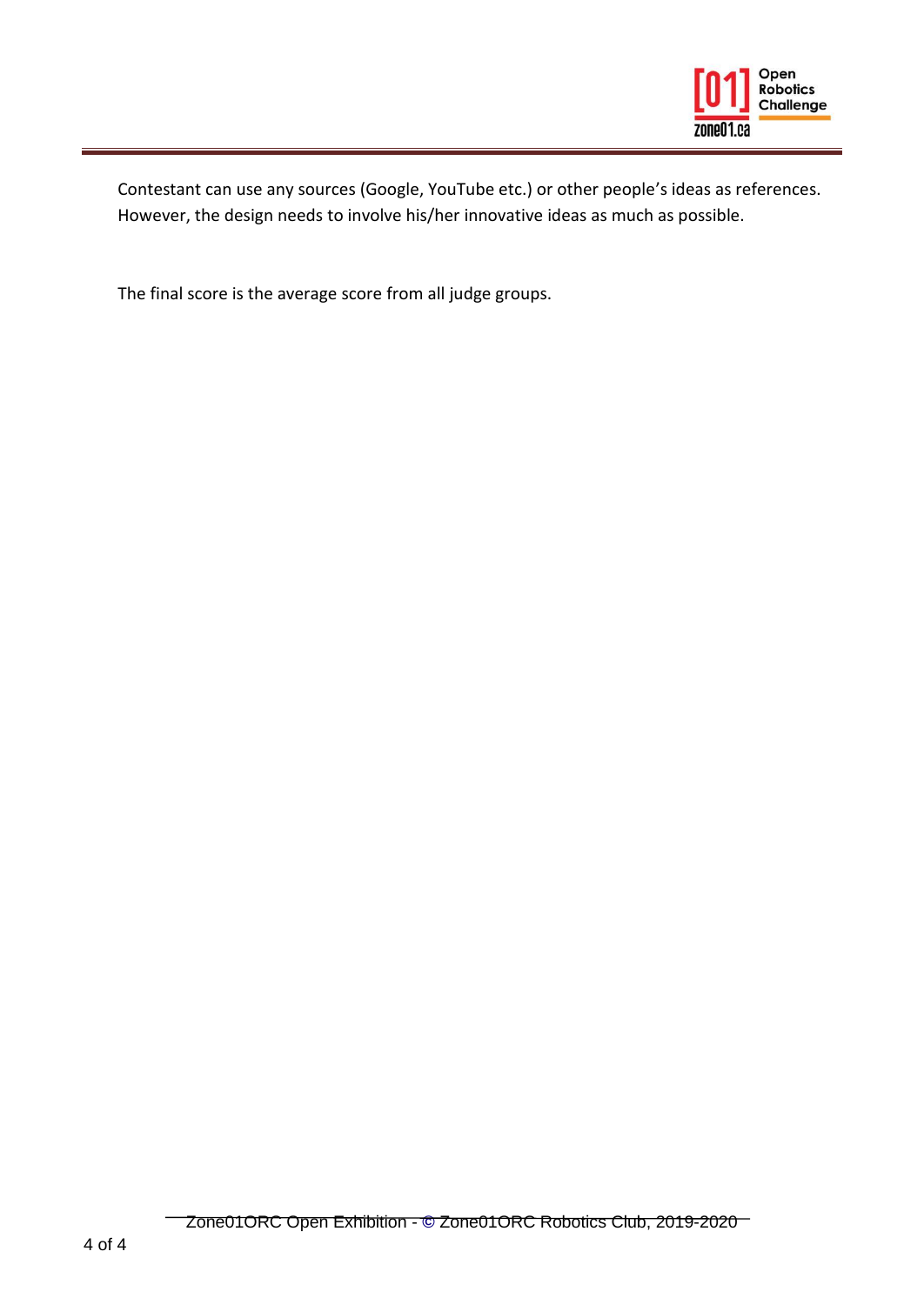Contestant can use any sources (Google, YouTube etc.) or other people's ideas as references. However, the design needs to involve his/her innovative ideas as much as possible.

The final score is the average score from all judge groups.